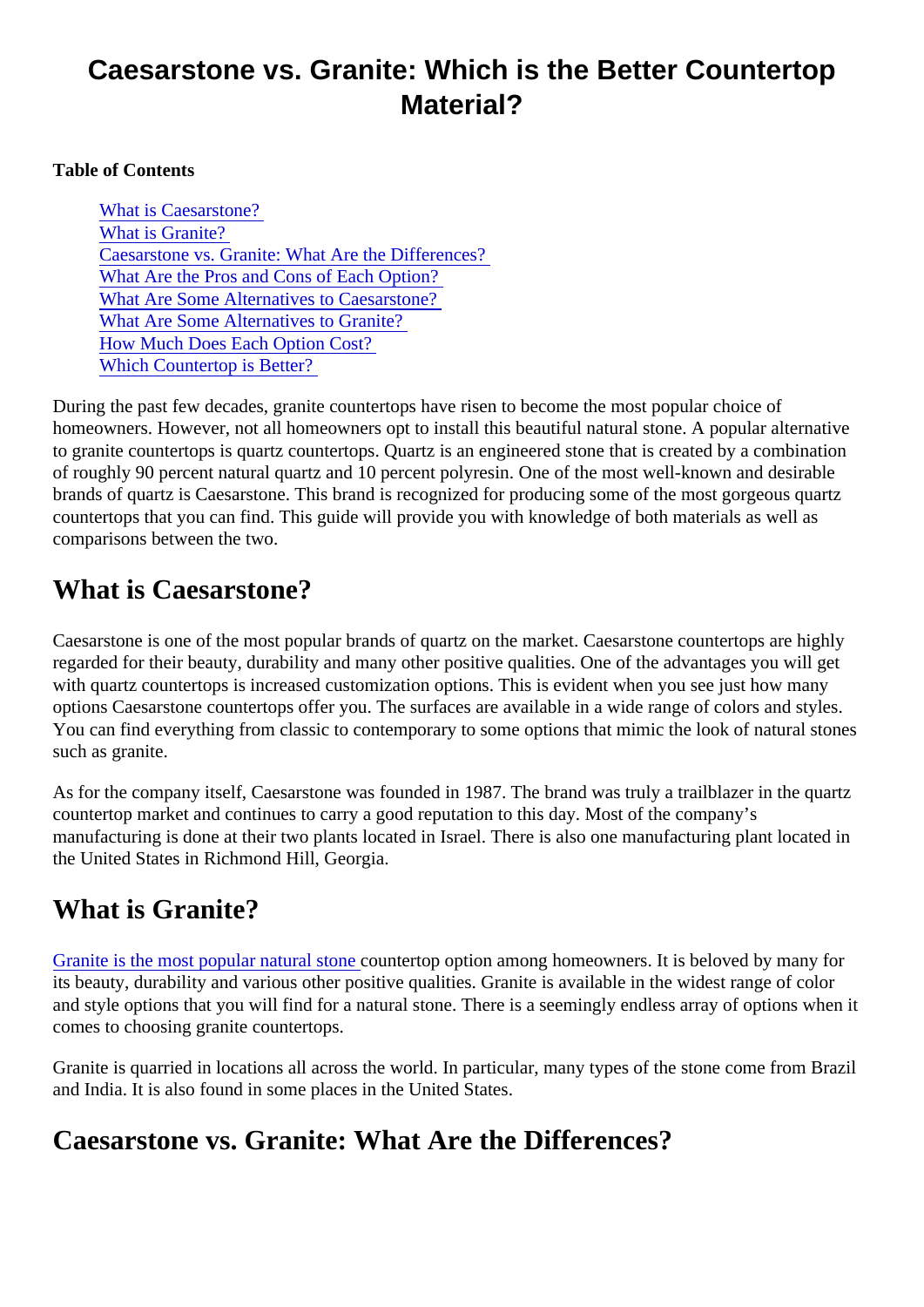# Caesarstone vs. Granite: Which is the Better Countertop Material?

**Table of Contents**

- [What is Caesarstone?](#)
- [What is Granite?](#)
- [Caesarstone vs. Granite: What Are the Differences?](#)
- [What Are the Pros and Cons of Each Option?](#)
- [What Are Some Alternatives to Caesarstone?](#)
- [What Are Some Alternatives to Granite?](#)
- [How Much Does Each Option Cost?](#)
- [Which Countertop is Better?](#)

During the past few decades, granite countertops have risen to become the most popular choice of homeowners. However, not all homeowners opt to install this beautiful natural stone. A popular alternative to granite countertops is quartz countertops. Quartz is an engineered stone that is created by a combination of roughly 90 percent natural quartz and 10 percent polyresin. One of the most well-known and desirable brands of quartz is Caesarstone. This brand is recognized for producing some of the most gorgeous quartz countertops that you can find. This guide will provide you with knowledge of both materials as well as comparisons between the two.

## What is Caesarstone?

Caesarstone is one of the most popular brands of quartz on the market. Caesarstone countertops are highly regarded for their beauty, durability and many other positive qualities. One of the advantages you will get with quartz countertops is increased customization options. This is evident when you see just how many options Caesarstone countertops offer you. The surfaces are available in a wide range of colors and styles. You can find everything from classic to contemporary to some options that mimic the look of natural stones such as granite.

As for the company itself, Caesarstone was founded in 1987. The brand was truly a trailblazer in the quartz countertop market and continues to carry a good reputation to this day. Most of the company's manufacturing is done at their two plants located in Israel. There is also one manufacturing plant located in the United States in Richmond Hill, Georgia.

## What is Granite?

[Granite is the most popular natural stone](#) countertop option among homeowners. It is beloved by many for its beauty, durability and various other positive qualities. Granite is available in the widest range of color and style options that you will find for a natural stone. There is a seemingly endless array of options when it comes to choosing granite countertops.

Granite is quarried in locations all across the world. In particular, many types of the stone come from Brazil and India. It is also found in some places in the United States.

## Caesarstone vs. Granite: What Are the Differences?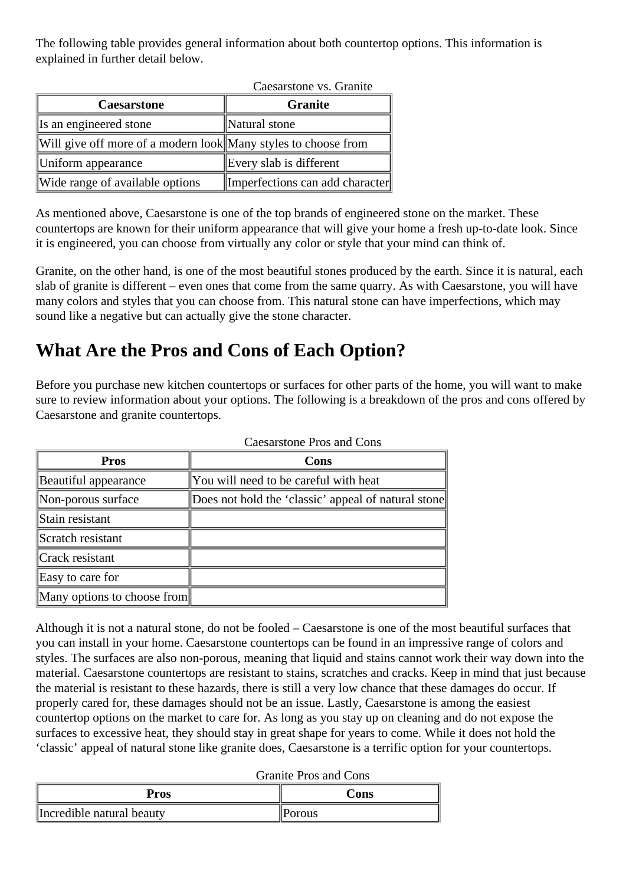The following table provides general information about both countertop options. This information is explained in further detail below.

Caesarstone vs. Granite

| Caesarstone | Granite |
|---|---|
| Is an engineered stone | Natural stone |
| Will give off more of a modern look | Many styles to choose from |
| Uniform appearance | Every slab is different |
| Wide range of available options | Imperfections can add character |

As mentioned above, Caesarstone is one of the top brands of engineered stone on the market. These countertops are known for their uniform appearance that will give your home a fresh up-to-date look. Since it is engineered, you can choose from virtually any color or style that your mind can think of.

Granite, on the other hand, is one of the most beautiful stones produced by the earth. Since it is natural, each slab of granite is different – even ones that come from the same quarry. As with Caesarstone, you will have many colors and styles that you can choose from. This natural stone can have imperfections, which may sound like a negative but can actually give the stone character.

## What Are the Pros and Cons of Each Option?

Before you purchase new kitchen countertops or surfaces for other parts of the home, you will want to make sure to review information about your options. The following is a breakdown of the pros and cons offered by Caesarstone and granite countertops.

Caesarstone Pros and Cons

| Pros | Cons |
|---|---|
| Beautiful appearance | You will need to be careful with heat |
| Non-porous surface | Does not hold the 'classic' appeal of natural stone |
| Stain resistant | |
| Scratch resistant | |
| Crack resistant | |
| Easy to care for | |
| Many options to choose from | |

Although it is not a natural stone, do not be fooled – Caesarstone is one of the most beautiful surfaces that you can install in your home. Caesarstone countertops can be found in an impressive range of colors and styles. The surfaces are also non-porous, meaning that liquid and stains cannot work their way down into the material. Caesarstone countertops are resistant to stains, scratches and cracks. Keep in mind that just because the material is resistant to these hazards, there is still a very low chance that these damages do occur. If properly cared for, these damages should not be an issue. Lastly, Caesarstone is among the easiest countertop options on the market to care for. As long as you stay up on cleaning and do not expose the surfaces to excessive heat, they should stay in great shape for years to come. While it does not hold the 'classic' appeal of natural stone like granite does, Caesarstone is a terrific option for your countertops.

Granite Pros and Cons

| Pros | Cons |
|---|---|
| Incredible natural beauty | Porous |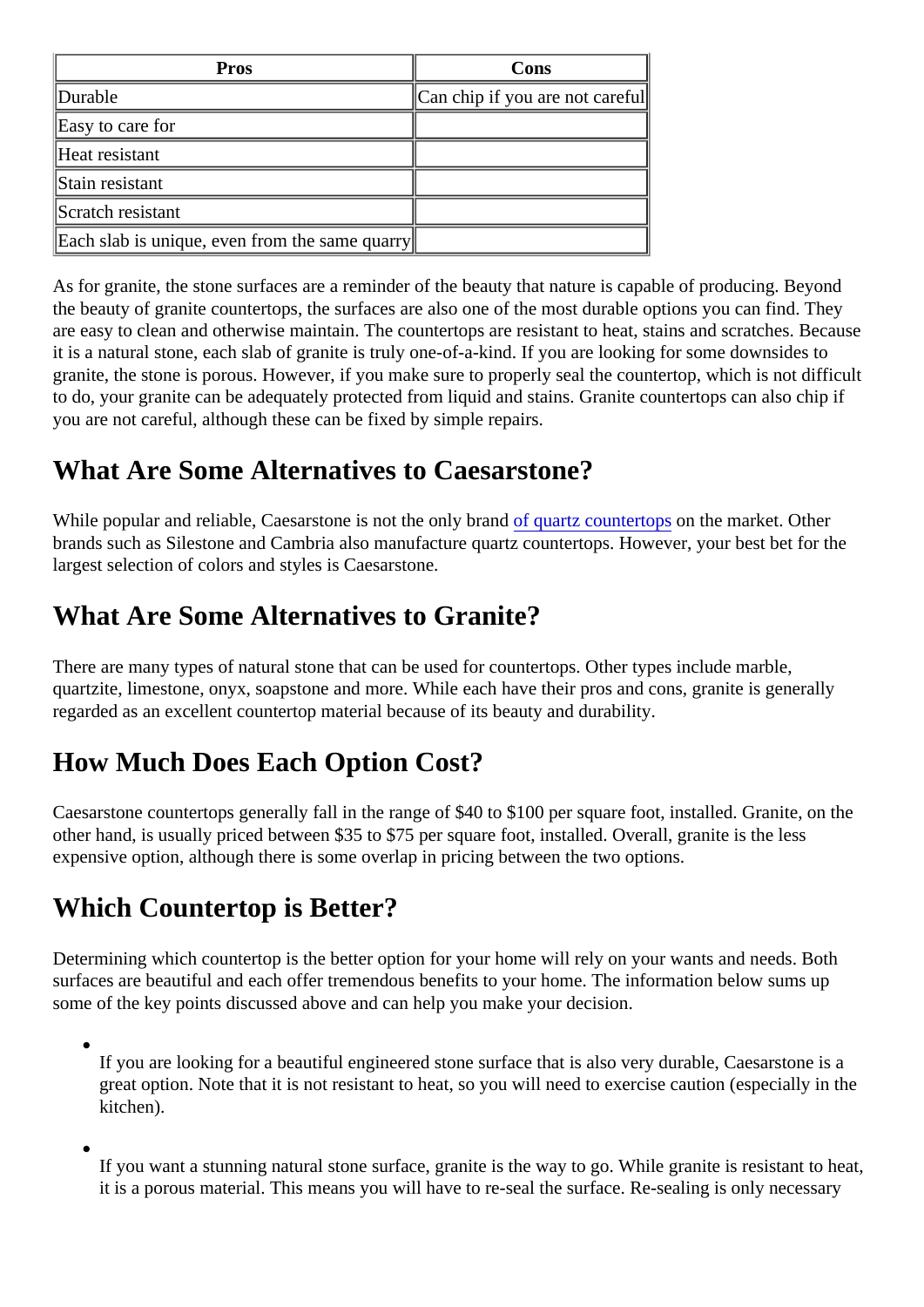| Pros | Cons |
| --- | --- |
| Durable | Can chip if you are not careful |
| Easy to care for | |
| Heat resistant | |
| Stain resistant | |
| Scratch resistant | |
| Each slab is unique, even from the same quarry | |

As for granite, the stone surfaces are a reminder of the beauty that nature is capable of producing. Beyond the beauty of granite countertops, the surfaces are also one of the most durable options you can find. They are easy to clean and otherwise maintain. The countertops are resistant to heat, stains and scratches. Because it is a natural stone, each slab of granite is truly one-of-a-kind. If you are looking for some downsides to granite, the stone is porous. However, if you make sure to properly seal the countertop, which is not difficult to do, your granite can be adequately protected from liquid and stains. Granite countertops can also chip if you are not careful, although these can be fixed by simple repairs.

## What Are Some Alternatives to Caesarstone?

While popular and reliable, Caesarstone is not the only brand of quartz countertops on the market. Other brands such as Silestone and Cambria also manufacture quartz countertops. However, your best bet for the largest selection of colors and styles is Caesarstone.

## What Are Some Alternatives to Granite?

There are many types of natural stone that can be used for countertops. Other types include marble, quartzite, limestone, onyx, soapstone and more. While each have their pros and cons, granite is generally regarded as an excellent countertop material because of its beauty and durability.

## How Much Does Each Option Cost?

Caesarstone countertops generally fall in the range of $40 to $100 per square foot, installed. Granite, on the other hand, is usually priced between $35 to $75 per square foot, installed. Overall, granite is the less expensive option, although there is some overlap in pricing between the two options.

## Which Countertop is Better?

Determining which countertop is the better option for your home will rely on your wants and needs. Both surfaces are beautiful and each offer tremendous benefits to your home. The information below sums up some of the key points discussed above and can help you make your decision.

- If you are looking for a beautiful engineered stone surface that is also very durable, Caesarstone is a great option. Note that it is not resistant to heat, so you will need to exercise caution (especially in the kitchen).
- If you want a stunning natural stone surface, granite is the way to go. While granite is resistant to heat, it is a porous material. This means you will have to re-seal the surface. Re-sealing is only necessary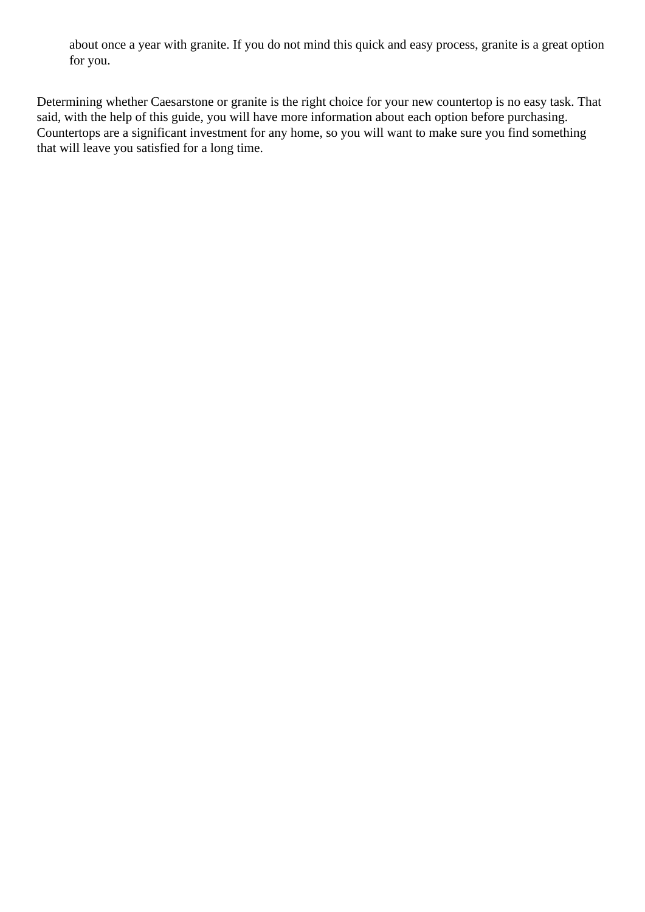about once a year with granite. If you do not mind this quick and easy process, granite is a great option for you.

Determining whether Caesarstone or granite is the right choice for your new countertop is no easy task. That said, with the help of this guide, you will have more information about each option before purchasing. Countertops are a significant investment for any home, so you will want to make sure you find something that will leave you satisfied for a long time.